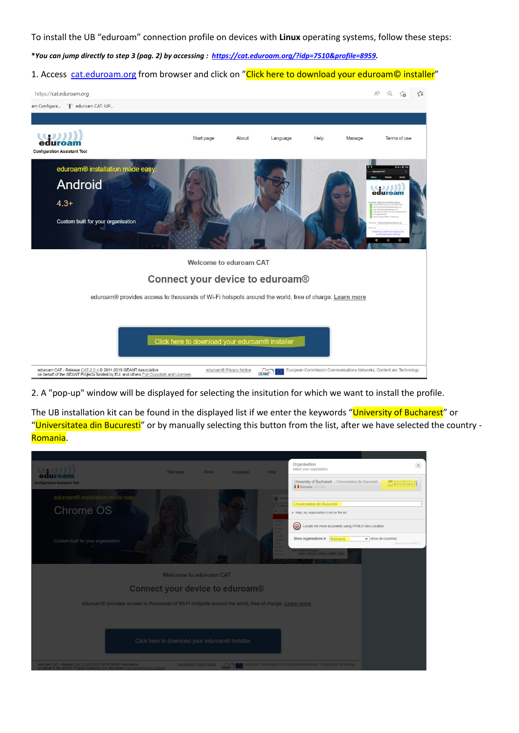To install the UB "eduroam" connection profile on devices with **Linux** operating systems, follow these steps:

***You can jump directly to step 3 (pag. 2) by accessing : [https://cat.eduroam.org/?idp=7510&profile=8959](https://cat.eduroam.org/?idp=7510&profile=8959).**

1. Access [cat.eduroam.org](cat.eduroam.org) from browser and click on "Click here to download your eduroam© installer"

2. A "pop-up" window will be displayed for selecting the insitution for which we want to install the profile.

The UB installation kit can be found in the displayed list if we enter the keywords "University of Bucharest" or "Universitatea din Bucuresti" or by manually selecting this button from the list, after we have selected the country - Romania.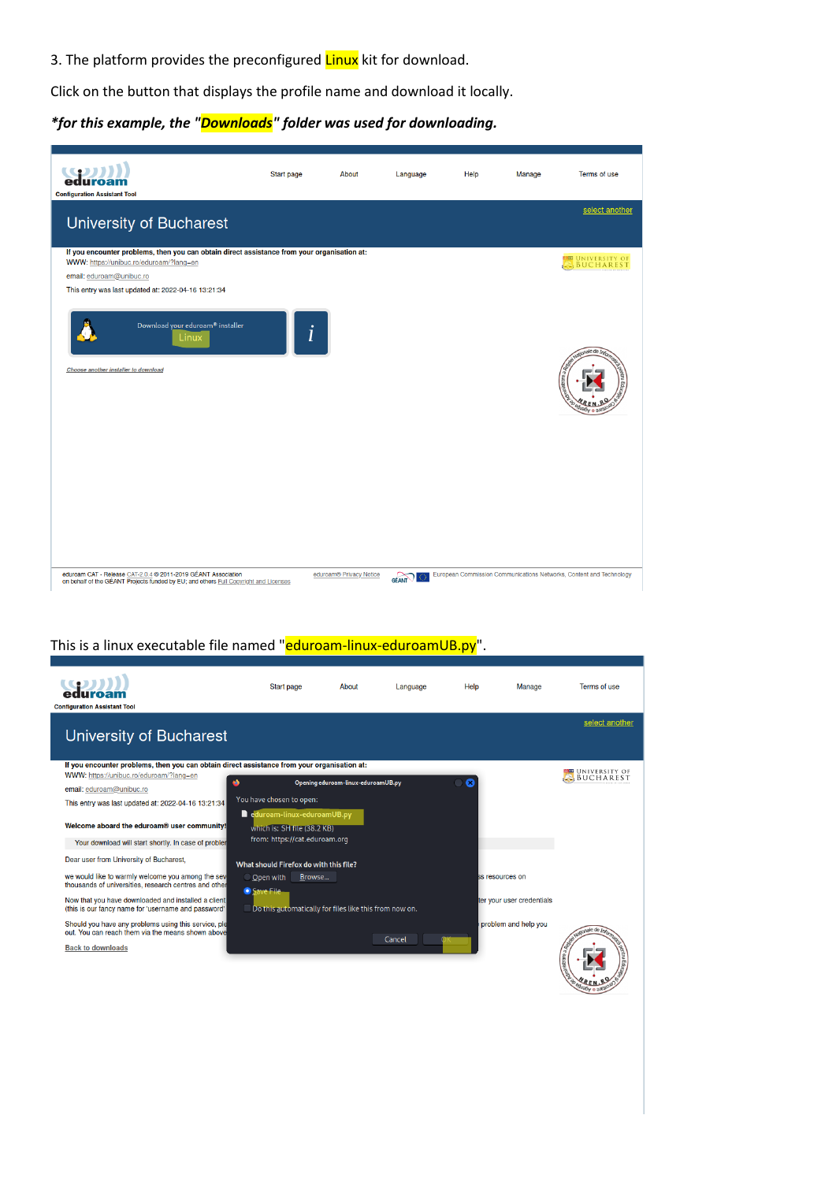3. The platform provides the preconfigured Linux kit for download.

Click on the button that displays the profile name and download it locally.

***for this example, the "Downloads" folder was used for downloading.***

This is a linux executable file named "eduroam-linux-eduroamUB.py".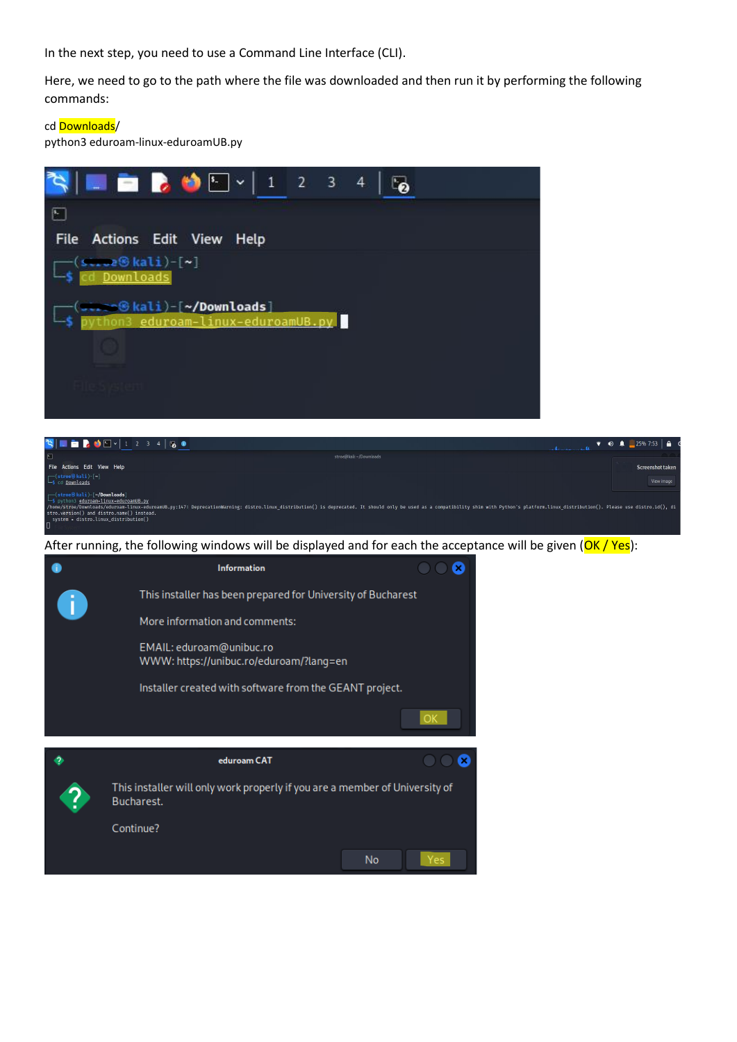In the next step, you need to use a Command Line Interface (CLI).

Here, we need to go to the path where the file was downloaded and then run it by performing the following commands:

```
cd Downloads/
python3 eduroam-linux-eduroamUB.py
```

After running, the following windows will be displayed and for each the acceptance will be given (OK / Yes):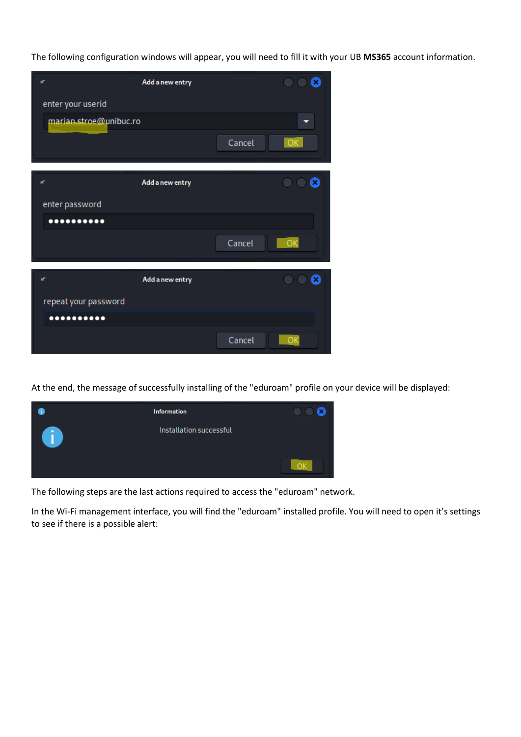The following configuration windows will appear, you will need to fill it with your UB **MS365** account information.

At the end, the message of successfully installing of the "eduroam" profile on your device will be displayed:

The following steps are the last actions required to access the "eduroam" network.

In the Wi-Fi management interface, you will find the "eduroam" installed profile. You will need to open it's settings to see if there is a possible alert: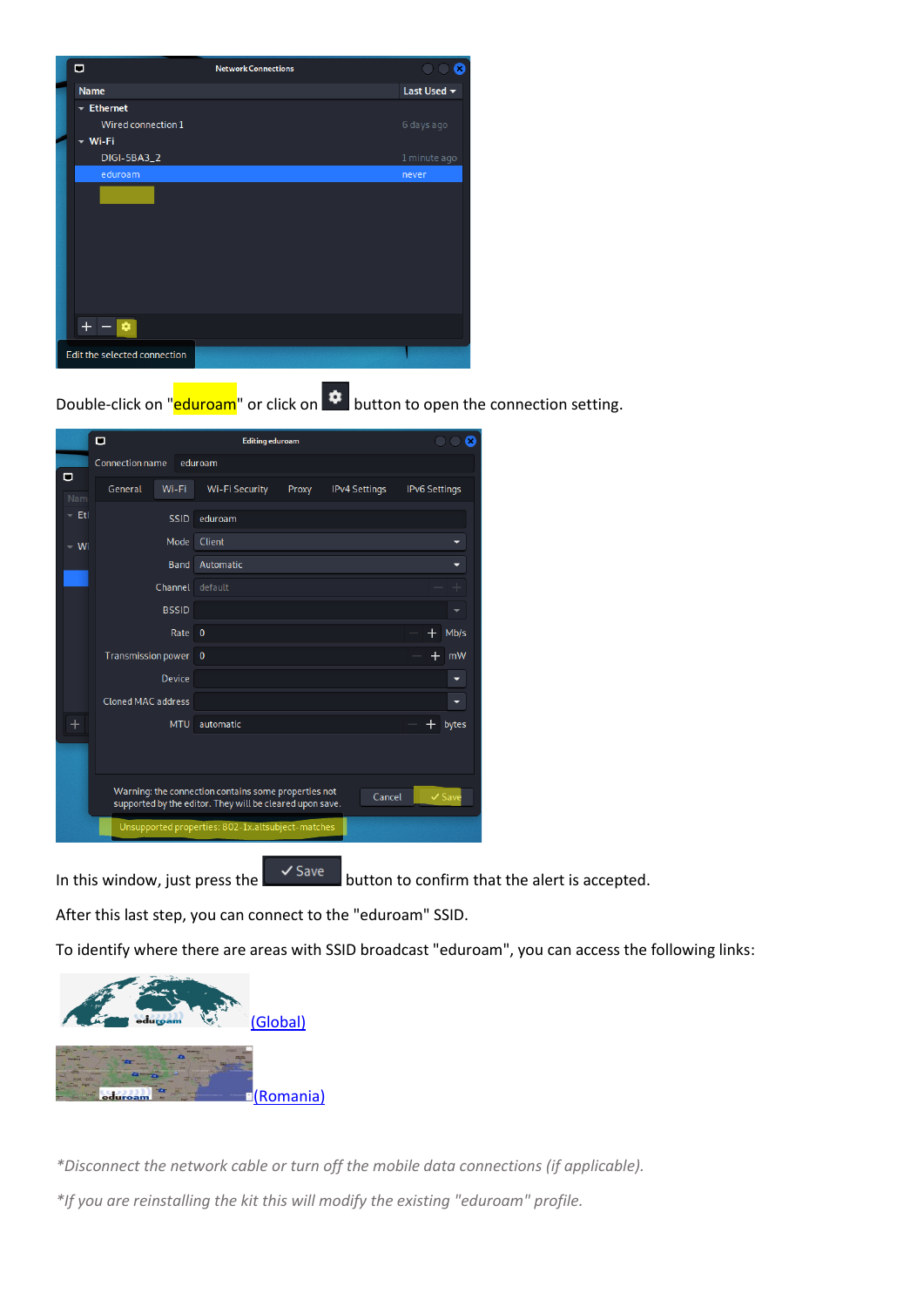Double-click on "eduroam" or click on button to open the connection setting.

In this window, just press the ✓ Save button to confirm that the alert is accepted.

After this last step, you can connect to the "eduroam" SSID.

To identify where there are areas with SSID broadcast "eduroam", you can access the following links:

(Global)

(Romania)

*Disconnect the network cable or turn off the mobile data connections (if applicable).*

*If you are reinstalling the kit this will modify the existing "eduroam" profile.*